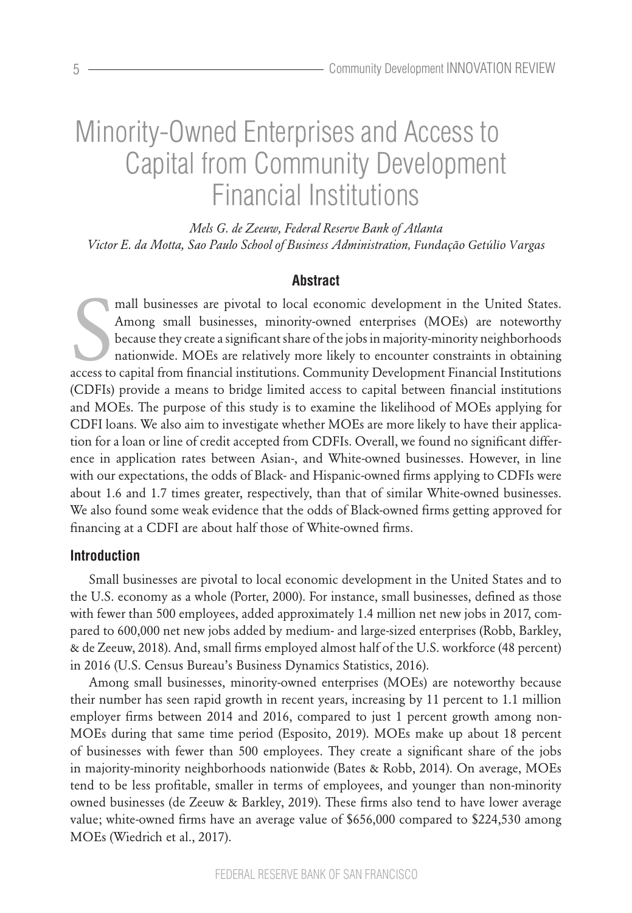# Minority-Owned Enterprises and Access to Capital from Community Development Financial Institutions

*Mels G. de Zeeuw, Federal Reserve Bank of Atlanta*
*Victor E. da Motta, Sao Paulo School of Business Administration, Fundação Getúlio Vargas*

## Abstract

Small businesses are pivotal to local economic development in the United States. Among small businesses, minority-owned enterprises (MOEs) are noteworthy because they create a significant share of the jobs in majority-minority neighborhoods nationwide. MOEs are relatively more likely to encounter constraints in obtaining access to capital from financial institutions. Community Development Financial Institutions (CDFIs) provide a means to bridge limited access to capital between financial institutions and MOEs. The purpose of this study is to examine the likelihood of MOEs applying for CDFI loans. We also aim to investigate whether MOEs are more likely to have their application for a loan or line of credit accepted from CDFIs. Overall, we found no significant difference in application rates between Asian-, and White-owned businesses. However, in line with our expectations, the odds of Black- and Hispanic-owned firms applying to CDFIs were about 1.6 and 1.7 times greater, respectively, than that of similar White-owned businesses. We also found some weak evidence that the odds of Black-owned firms getting approved for financing at a CDFI are about half those of White-owned firms.

## Introduction

Small businesses are pivotal to local economic development in the United States and to the U.S. economy as a whole (Porter, 2000). For instance, small businesses, defined as those with fewer than 500 employees, added approximately 1.4 million net new jobs in 2017, compared to 600,000 net new jobs added by medium- and large-sized enterprises (Robb, Barkley, & de Zeeuw, 2018). And, small firms employed almost half of the U.S. workforce (48 percent) in 2016 (U.S. Census Bureau's Business Dynamics Statistics, 2016).

Among small businesses, minority-owned enterprises (MOEs) are noteworthy because their number has seen rapid growth in recent years, increasing by 11 percent to 1.1 million employer firms between 2014 and 2016, compared to just 1 percent growth among non-MOEs during that same time period (Esposito, 2019). MOEs make up about 18 percent of businesses with fewer than 500 employees. They create a significant share of the jobs in majority-minority neighborhoods nationwide (Bates & Robb, 2014). On average, MOEs tend to be less profitable, smaller in terms of employees, and younger than non-minority owned businesses (de Zeeuw & Barkley, 2019). These firms also tend to have lower average value; white-owned firms have an average value of \$656,000 compared to \$224,530 among MOEs (Wiedrich et al., 2017).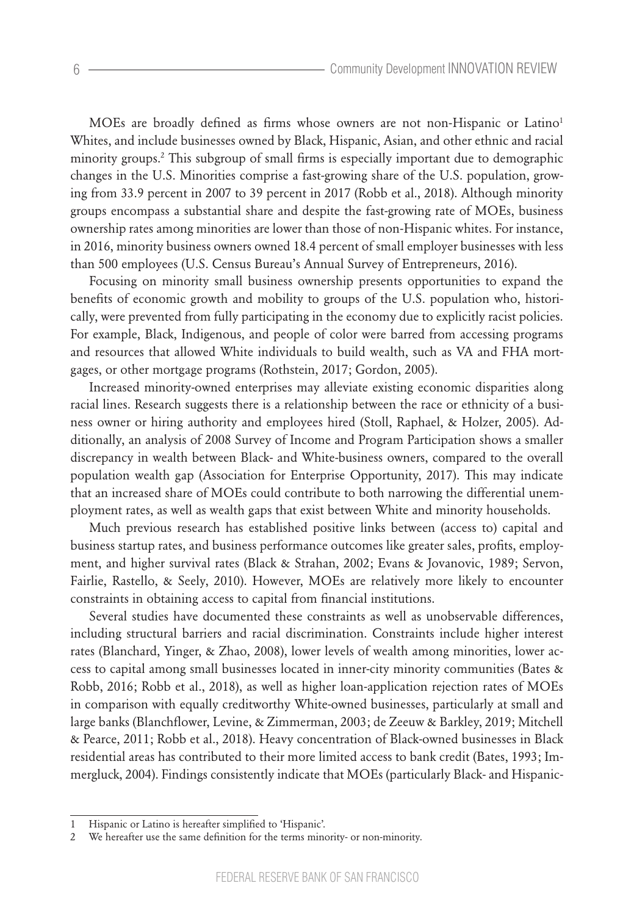MOEs are broadly defined as firms whose owners are not non-Hispanic or Latino[1] Whites, and include businesses owned by Black, Hispanic, Asian, and other ethnic and racial minority groups.[2] This subgroup of small firms is especially important due to demographic changes in the U.S. Minorities comprise a fast-growing share of the U.S. population, growing from 33.9 percent in 2007 to 39 percent in 2017 (Robb et al., 2018). Although minority groups encompass a substantial share and despite the fast-growing rate of MOEs, business ownership rates among minorities are lower than those of non-Hispanic whites. For instance, in 2016, minority business owners owned 18.4 percent of small employer businesses with less than 500 employees (U.S. Census Bureau's Annual Survey of Entrepreneurs, 2016).

Focusing on minority small business ownership presents opportunities to expand the benefits of economic growth and mobility to groups of the U.S. population who, historically, were prevented from fully participating in the economy due to explicitly racist policies. For example, Black, Indigenous, and people of color were barred from accessing programs and resources that allowed White individuals to build wealth, such as VA and FHA mortgages, or other mortgage programs (Rothstein, 2017; Gordon, 2005).

Increased minority-owned enterprises may alleviate existing economic disparities along racial lines. Research suggests there is a relationship between the race or ethnicity of a business owner or hiring authority and employees hired (Stoll, Raphael, & Holzer, 2005). Additionally, an analysis of 2008 Survey of Income and Program Participation shows a smaller discrepancy in wealth between Black- and White-business owners, compared to the overall population wealth gap (Association for Enterprise Opportunity, 2017). This may indicate that an increased share of MOEs could contribute to both narrowing the differential unemployment rates, as well as wealth gaps that exist between White and minority households.

Much previous research has established positive links between (access to) capital and business startup rates, and business performance outcomes like greater sales, profits, employment, and higher survival rates (Black & Strahan, 2002; Evans & Jovanovic, 1989; Servon, Fairlie, Rastello, & Seely, 2010). However, MOEs are relatively more likely to encounter constraints in obtaining access to capital from financial institutions.

Several studies have documented these constraints as well as unobservable differences, including structural barriers and racial discrimination. Constraints include higher interest rates (Blanchard, Yinger, & Zhao, 2008), lower levels of wealth among minorities, lower access to capital among small businesses located in inner-city minority communities (Bates & Robb, 2016; Robb et al., 2018), as well as higher loan-application rejection rates of MOEs in comparison with equally creditworthy White-owned businesses, particularly at small and large banks (Blanchflower, Levine, & Zimmerman, 2003; de Zeeuw & Barkley, 2019; Mitchell & Pearce, 2011; Robb et al., 2018). Heavy concentration of Black-owned businesses in Black residential areas has contributed to their more limited access to bank credit (Bates, 1993; Immergluck, 2004). Findings consistently indicate that MOEs (particularly Black- and Hispanic-

---

[1] Hispanic or Latino is hereafter simplified to 'Hispanic'.

[2] We hereafter use the same definition for the terms minority- or non-minority.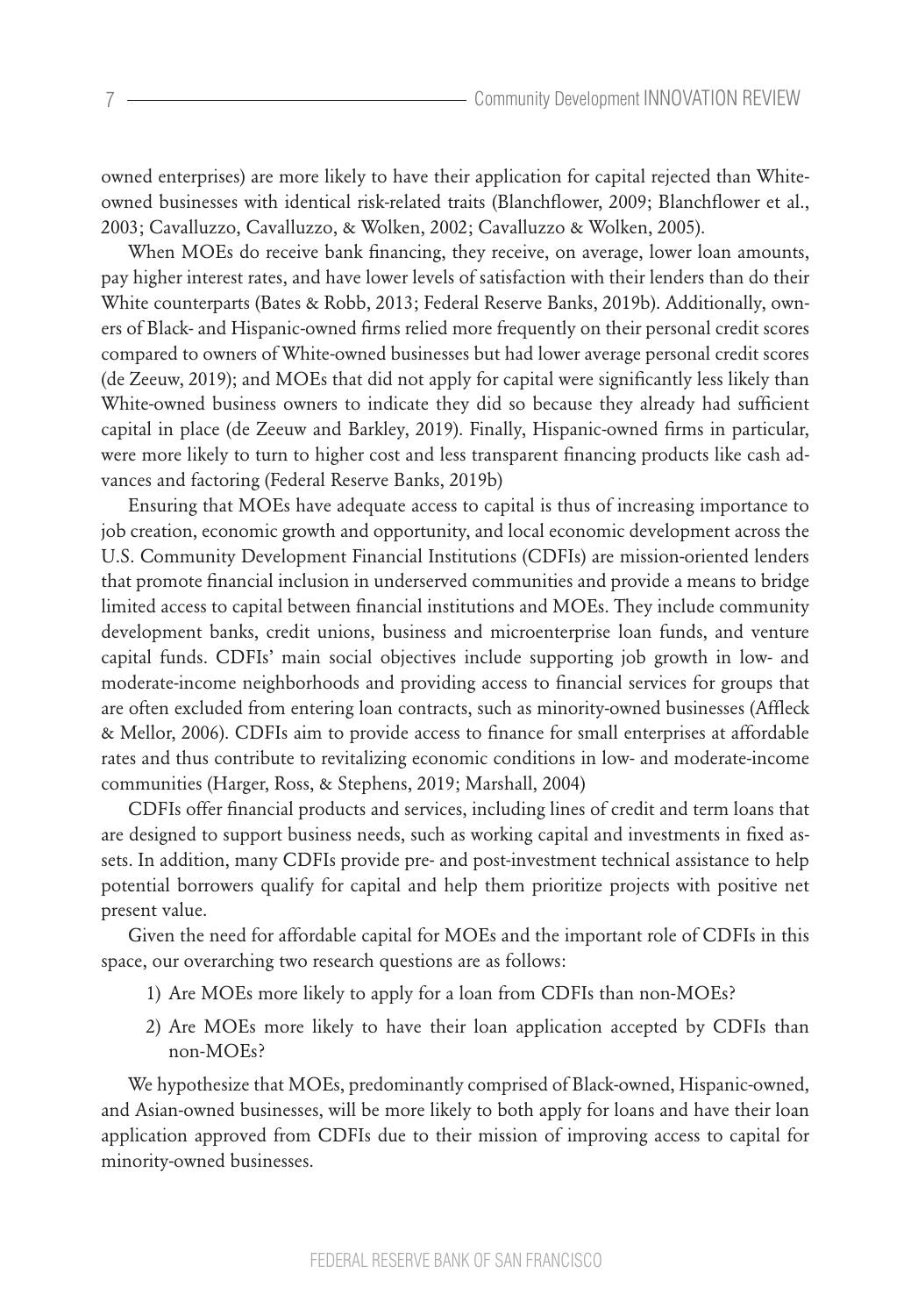owned enterprises) are more likely to have their application for capital rejected than White-owned businesses with identical risk-related traits (Blanchflower, 2009; Blanchflower et al., 2003; Cavalluzzo, Cavalluzzo, & Wolken, 2002; Cavalluzzo & Wolken, 2005).

When MOEs do receive bank financing, they receive, on average, lower loan amounts, pay higher interest rates, and have lower levels of satisfaction with their lenders than do their White counterparts (Bates & Robb, 2013; Federal Reserve Banks, 2019b). Additionally, owners of Black- and Hispanic-owned firms relied more frequently on their personal credit scores compared to owners of White-owned businesses but had lower average personal credit scores (de Zeeuw, 2019); and MOEs that did not apply for capital were significantly less likely than White-owned business owners to indicate they did so because they already had sufficient capital in place (de Zeeuw and Barkley, 2019). Finally, Hispanic-owned firms in particular, were more likely to turn to higher cost and less transparent financing products like cash advances and factoring (Federal Reserve Banks, 2019b)

Ensuring that MOEs have adequate access to capital is thus of increasing importance to job creation, economic growth and opportunity, and local economic development across the U.S. Community Development Financial Institutions (CDFIs) are mission-oriented lenders that promote financial inclusion in underserved communities and provide a means to bridge limited access to capital between financial institutions and MOEs. They include community development banks, credit unions, business and microenterprise loan funds, and venture capital funds. CDFIs' main social objectives include supporting job growth in low- and moderate-income neighborhoods and providing access to financial services for groups that are often excluded from entering loan contracts, such as minority-owned businesses (Affleck & Mellor, 2006). CDFIs aim to provide access to finance for small enterprises at affordable rates and thus contribute to revitalizing economic conditions in low- and moderate-income communities (Harger, Ross, & Stephens, 2019; Marshall, 2004)

CDFIs offer financial products and services, including lines of credit and term loans that are designed to support business needs, such as working capital and investments in fixed assets. In addition, many CDFIs provide pre- and post-investment technical assistance to help potential borrowers qualify for capital and help them prioritize projects with positive net present value.

Given the need for affordable capital for MOEs and the important role of CDFIs in this space, our overarching two research questions are as follows:

1) Are MOEs more likely to apply for a loan from CDFIs than non-MOEs?
2) Are MOEs more likely to have their loan application accepted by CDFIs than non-MOEs?

We hypothesize that MOEs, predominantly comprised of Black-owned, Hispanic-owned, and Asian-owned businesses, will be more likely to both apply for loans and have their loan application approved from CDFIs due to their mission of improving access to capital for minority-owned businesses.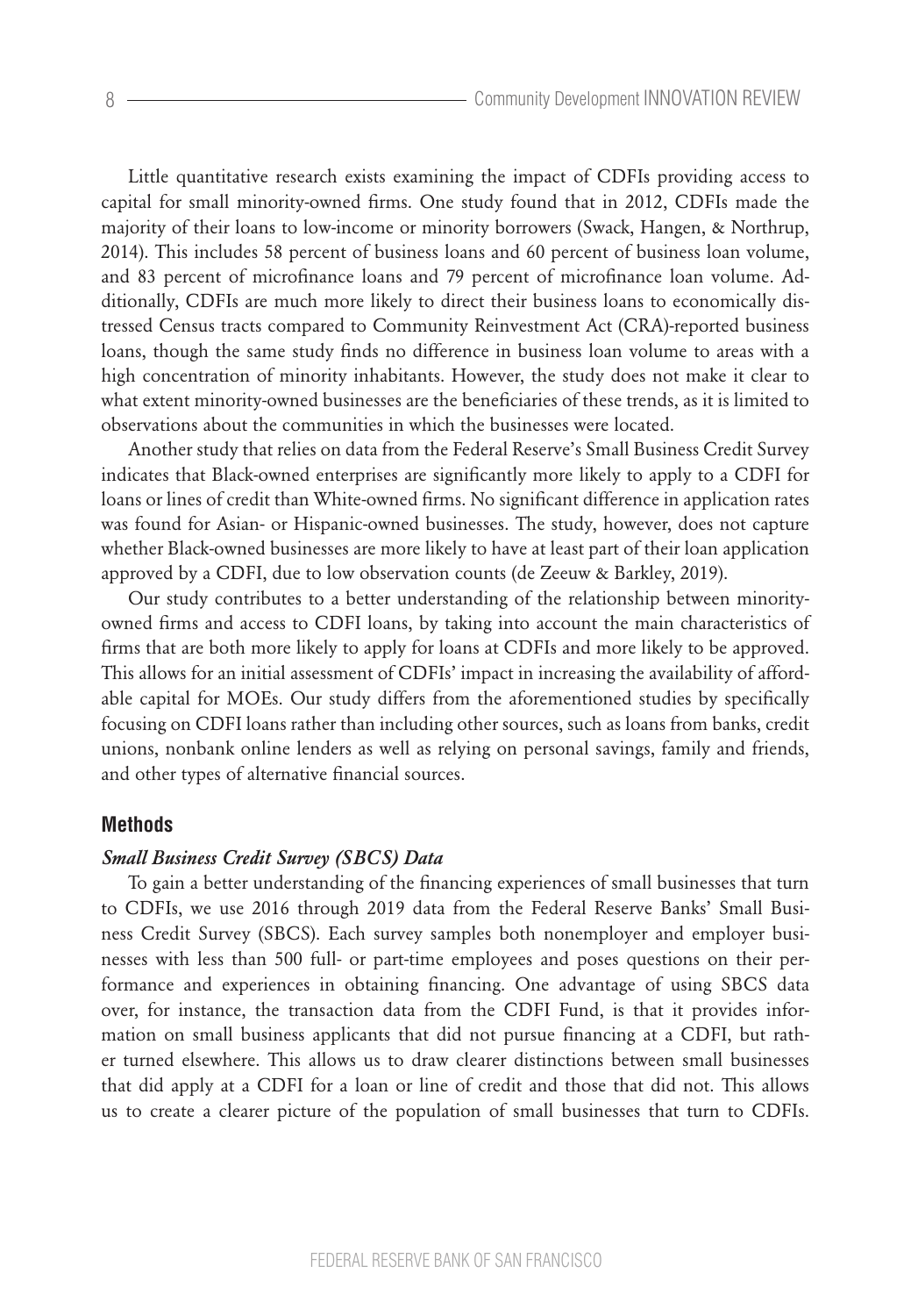Little quantitative research exists examining the impact of CDFIs providing access to capital for small minority-owned firms. One study found that in 2012, CDFIs made the majority of their loans to low-income or minority borrowers (Swack, Hangen, & Northrup, 2014). This includes 58 percent of business loans and 60 percent of business loan volume, and 83 percent of microfinance loans and 79 percent of microfinance loan volume. Additionally, CDFIs are much more likely to direct their business loans to economically distressed Census tracts compared to Community Reinvestment Act (CRA)-reported business loans, though the same study finds no difference in business loan volume to areas with a high concentration of minority inhabitants. However, the study does not make it clear to what extent minority-owned businesses are the beneficiaries of these trends, as it is limited to observations about the communities in which the businesses were located.

Another study that relies on data from the Federal Reserve's Small Business Credit Survey indicates that Black-owned enterprises are significantly more likely to apply to a CDFI for loans or lines of credit than White-owned firms. No significant difference in application rates was found for Asian- or Hispanic-owned businesses. The study, however, does not capture whether Black-owned businesses are more likely to have at least part of their loan application approved by a CDFI, due to low observation counts (de Zeeuw & Barkley, 2019).

Our study contributes to a better understanding of the relationship between minority-owned firms and access to CDFI loans, by taking into account the main characteristics of firms that are both more likely to apply for loans at CDFIs and more likely to be approved. This allows for an initial assessment of CDFIs' impact in increasing the availability of affordable capital for MOEs. Our study differs from the aforementioned studies by specifically focusing on CDFI loans rather than including other sources, such as loans from banks, credit unions, nonbank online lenders as well as relying on personal savings, family and friends, and other types of alternative financial sources.

## Methods

### *Small Business Credit Survey (SBCS) Data*

To gain a better understanding of the financing experiences of small businesses that turn to CDFIs, we use 2016 through 2019 data from the Federal Reserve Banks' Small Business Credit Survey (SBCS). Each survey samples both nonemployer and employer businesses with less than 500 full- or part-time employees and poses questions on their performance and experiences in obtaining financing. One advantage of using SBCS data over, for instance, the transaction data from the CDFI Fund, is that it provides information on small business applicants that did not pursue financing at a CDFI, but rather turned elsewhere. This allows us to draw clearer distinctions between small businesses that did apply at a CDFI for a loan or line of credit and those that did not. This allows us to create a clearer picture of the population of small businesses that turn to CDFIs.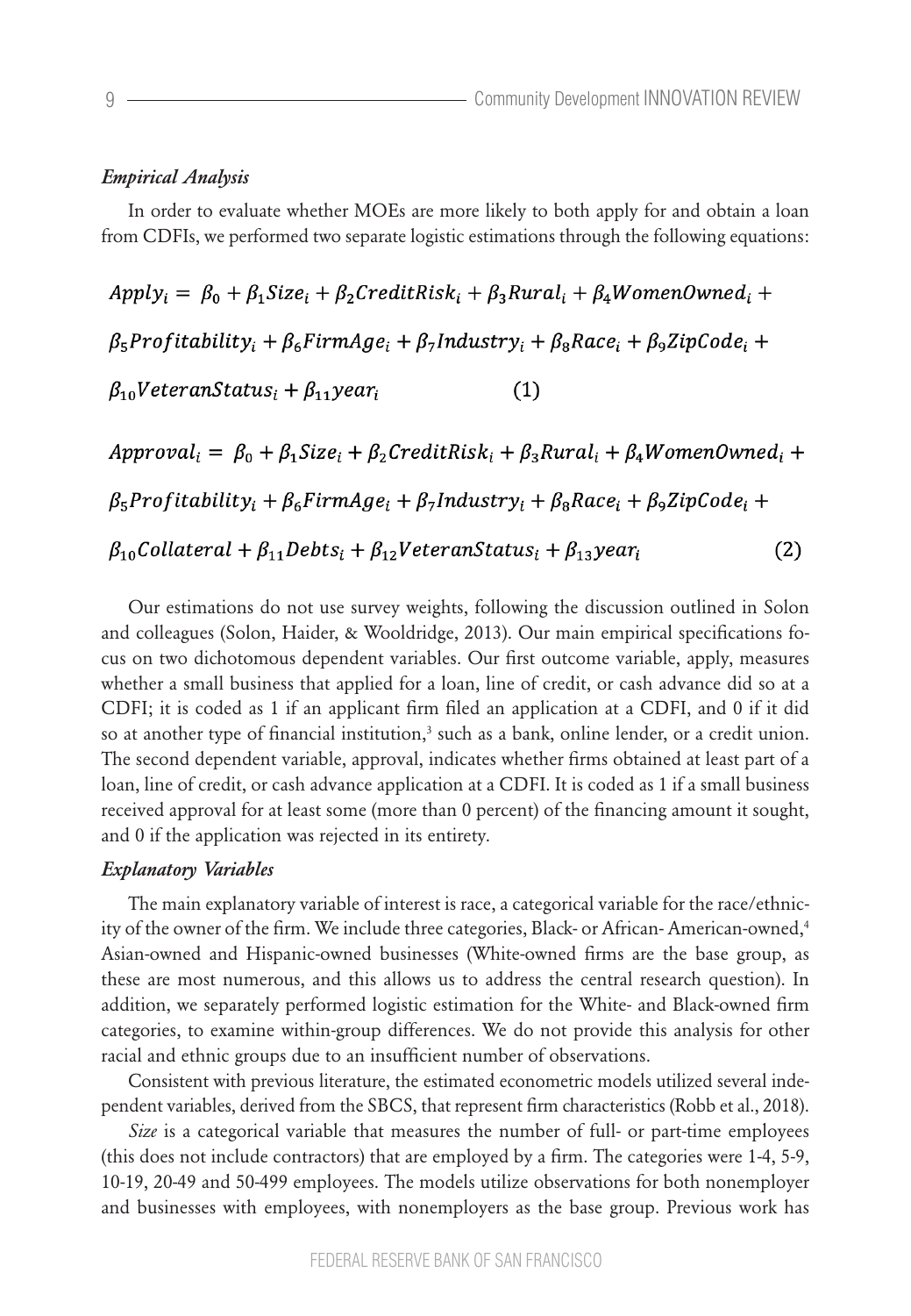### *Empirical Analysis*

In order to evaluate whether MOEs are more likely to both apply for and obtain a loan from CDFIs, we performed two separate logistic estimations through the following equations:

$$Apply_i = \beta_0 + \beta_1 Size_i + \beta_2 CreditRisk_i + \beta_3 Rural_i + \beta_4 WomenOwned_i + \beta_5 Profitability_i + \beta_6 FirmAge_i + \beta_7 Industry_i + \beta_8 Race_i + \beta_9 ZipCode_i + \beta_{10} VeteranStatus_i + \beta_{11} year_i \quad (1)$$

$$Approval_i = \beta_0 + \beta_1 Size_i + \beta_2 CreditRisk_i + \beta_3 Rural_i + \beta_4 WomenOwned_i + \beta_5 Profitability_i + \beta_6 FirmAge_i + \beta_7 Industry_i + \beta_8 Race_i + \beta_9 ZipCode_i + \beta_{10} Collateral + \beta_{11} Debts_i + \beta_{12} VeteranStatus_i + \beta_{13} year_i \quad (2)$$

Our estimations do not use survey weights, following the discussion outlined in Solon and colleagues (Solon, Haider, & Wooldridge, 2013). Our main empirical specifications focus on two dichotomous dependent variables. Our first outcome variable, apply, measures whether a small business that applied for a loan, line of credit, or cash advance did so at a CDFI; it is coded as 1 if an applicant firm filed an application at a CDFI, and 0 if it did so at another type of financial institution,[3] such as a bank, online lender, or a credit union. The second dependent variable, approval, indicates whether firms obtained at least part of a loan, line of credit, or cash advance application at a CDFI. It is coded as 1 if a small business received approval for at least some (more than 0 percent) of the financing amount it sought, and 0 if the application was rejected in its entirety.

### *Explanatory Variables*

The main explanatory variable of interest is race, a categorical variable for the race/ethnicity of the owner of the firm. We include three categories, Black- or African- American-owned,[4] Asian-owned and Hispanic-owned businesses (White-owned firms are the base group, as these are most numerous, and this allows us to address the central research question). In addition, we separately performed logistic estimation for the White- and Black-owned firm categories, to examine within-group differences. We do not provide this analysis for other racial and ethnic groups due to an insufficient number of observations.

Consistent with previous literature, the estimated econometric models utilized several independent variables, derived from the SBCS, that represent firm characteristics (Robb et al., 2018).

*Size* is a categorical variable that measures the number of full- or part-time employees (this does not include contractors) that are employed by a firm. The categories were 1-4, 5-9, 10-19, 20-49 and 50-499 employees. The models utilize observations for both nonemployer and businesses with employees, with nonemployers as the base group. Previous work has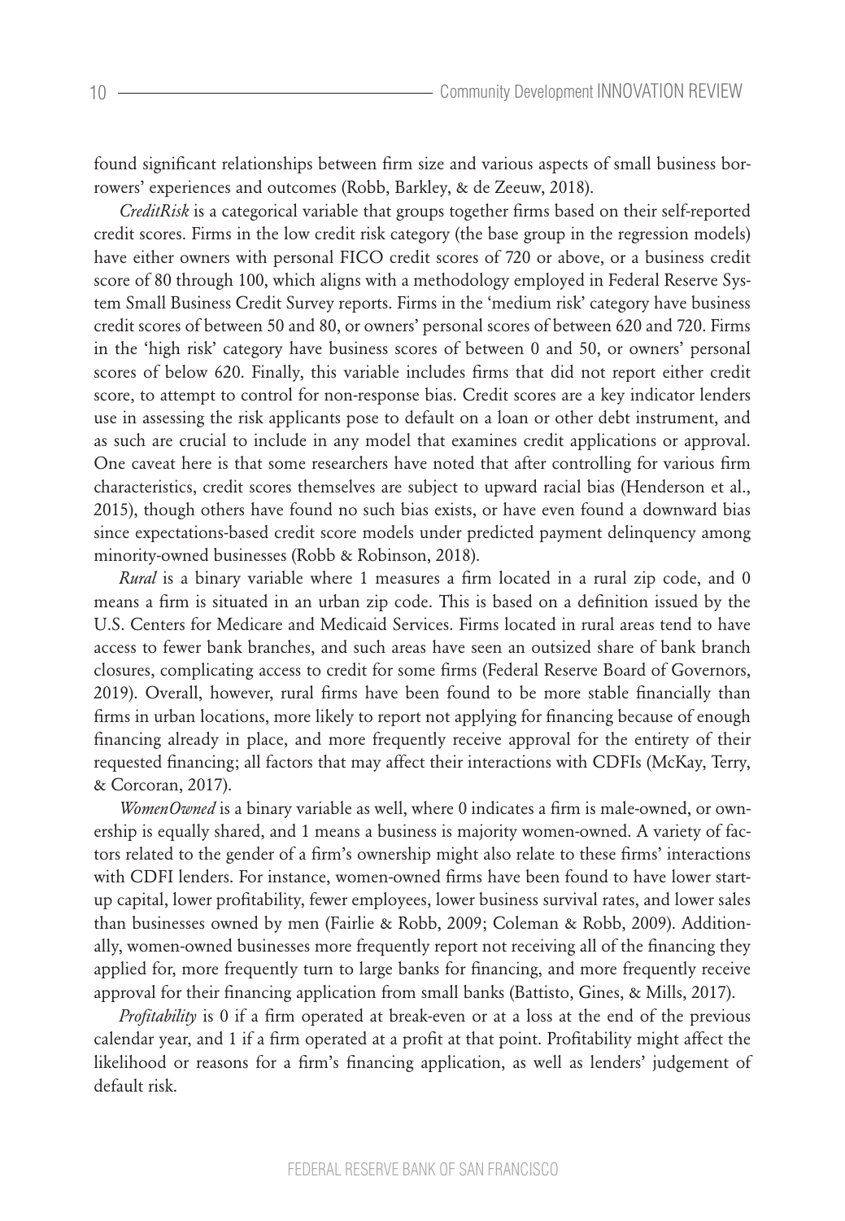found significant relationships between firm size and various aspects of small business borrowers' experiences and outcomes (Robb, Barkley, & de Zeeuw, 2018).

*CreditRisk* is a categorical variable that groups together firms based on their self-reported credit scores. Firms in the low credit risk category (the base group in the regression models) have either owners with personal FICO credit scores of 720 or above, or a business credit score of 80 through 100, which aligns with a methodology employed in Federal Reserve System Small Business Credit Survey reports. Firms in the 'medium risk' category have business credit scores of between 50 and 80, or owners' personal scores of between 620 and 720. Firms in the 'high risk' category have business scores of between 0 and 50, or owners' personal scores of below 620. Finally, this variable includes firms that did not report either credit score, to attempt to control for non-response bias. Credit scores are a key indicator lenders use in assessing the risk applicants pose to default on a loan or other debt instrument, and as such are crucial to include in any model that examines credit applications or approval. One caveat here is that some researchers have noted that after controlling for various firm characteristics, credit scores themselves are subject to upward racial bias (Henderson et al., 2015), though others have found no such bias exists, or have even found a downward bias since expectations-based credit score models under predicted payment delinquency among minority-owned businesses (Robb & Robinson, 2018).

*Rural* is a binary variable where 1 measures a firm located in a rural zip code, and 0 means a firm is situated in an urban zip code. This is based on a definition issued by the U.S. Centers for Medicare and Medicaid Services. Firms located in rural areas tend to have access to fewer bank branches, and such areas have seen an outsized share of bank branch closures, complicating access to credit for some firms (Federal Reserve Board of Governors, 2019). Overall, however, rural firms have been found to be more stable financially than firms in urban locations, more likely to report not applying for financing because of enough financing already in place, and more frequently receive approval for the entirety of their requested financing; all factors that may affect their interactions with CDFIs (McKay, Terry, & Corcoran, 2017).

*WomenOwned* is a binary variable as well, where 0 indicates a firm is male-owned, or ownership is equally shared, and 1 means a business is majority women-owned. A variety of factors related to the gender of a firm's ownership might also relate to these firms' interactions with CDFI lenders. For instance, women-owned firms have been found to have lower startup capital, lower profitability, fewer employees, lower business survival rates, and lower sales than businesses owned by men (Fairlie & Robb, 2009; Coleman & Robb, 2009). Additionally, women-owned businesses more frequently report not receiving all of the financing they applied for, more frequently turn to large banks for financing, and more frequently receive approval for their financing application from small banks (Battisto, Gines, & Mills, 2017).

*Profitability* is 0 if a firm operated at break-even or at a loss at the end of the previous calendar year, and 1 if a firm operated at a profit at that point. Profitability might affect the likelihood or reasons for a firm's financing application, as well as lenders' judgement of default risk.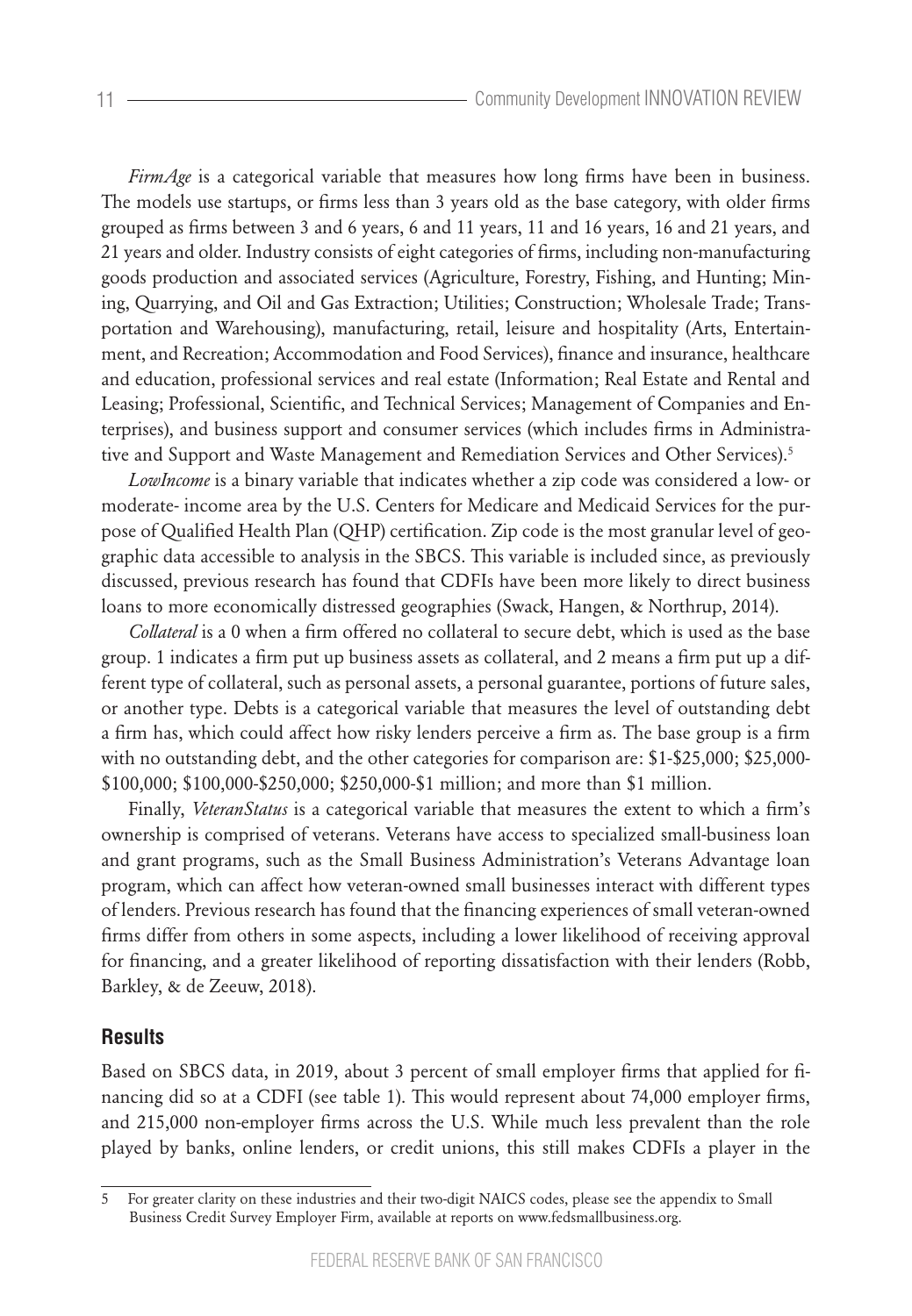*FirmAge* is a categorical variable that measures how long firms have been in business. The models use startups, or firms less than 3 years old as the base category, with older firms grouped as firms between 3 and 6 years, 6 and 11 years, 11 and 16 years, 16 and 21 years, and 21 years and older. Industry consists of eight categories of firms, including non-manufacturing goods production and associated services (Agriculture, Forestry, Fishing, and Hunting; Mining, Quarrying, and Oil and Gas Extraction; Utilities; Construction; Wholesale Trade; Transportation and Warehousing), manufacturing, retail, leisure and hospitality (Arts, Entertainment, and Recreation; Accommodation and Food Services), finance and insurance, healthcare and education, professional services and real estate (Information; Real Estate and Rental and Leasing; Professional, Scientific, and Technical Services; Management of Companies and Enterprises), and business support and consumer services (which includes firms in Administrative and Support and Waste Management and Remediation Services and Other Services).[5]

*LowIncome* is a binary variable that indicates whether a zip code was considered a low- or moderate- income area by the U.S. Centers for Medicare and Medicaid Services for the purpose of Qualified Health Plan (QHP) certification. Zip code is the most granular level of geographic data accessible to analysis in the SBCS. This variable is included since, as previously discussed, previous research has found that CDFIs have been more likely to direct business loans to more economically distressed geographies (Swack, Hangen, & Northrup, 2014).

*Collateral* is a 0 when a firm offered no collateral to secure debt, which is used as the base group. 1 indicates a firm put up business assets as collateral, and 2 means a firm put up a different type of collateral, such as personal assets, a personal guarantee, portions of future sales, or another type. Debts is a categorical variable that measures the level of outstanding debt a firm has, which could affect how risky lenders perceive a firm as. The base group is a firm with no outstanding debt, and the other categories for comparison are: $1-$25,000; $25,000-$100,000; $100,000-$250,000; $250,000-$1 million; and more than $1 million.

Finally, *VeteranStatus* is a categorical variable that measures the extent to which a firm's ownership is comprised of veterans. Veterans have access to specialized small-business loan and grant programs, such as the Small Business Administration's Veterans Advantage loan program, which can affect how veteran-owned small businesses interact with different types of lenders. Previous research has found that the financing experiences of small veteran-owned firms differ from others in some aspects, including a lower likelihood of receiving approval for financing, and a greater likelihood of reporting dissatisfaction with their lenders (Robb, Barkley, & de Zeeuw, 2018).

## Results

Based on SBCS data, in 2019, about 3 percent of small employer firms that applied for financing did so at a CDFI (see table 1). This would represent about 74,000 employer firms, and 215,000 non-employer firms across the U.S. While much less prevalent than the role played by banks, online lenders, or credit unions, this still makes CDFIs a player in the

---

[5] For greater clarity on these industries and their two-digit NAICS codes, please see the appendix to Small Business Credit Survey Employer Firm, available at reports on www.fedsmallbusiness.org.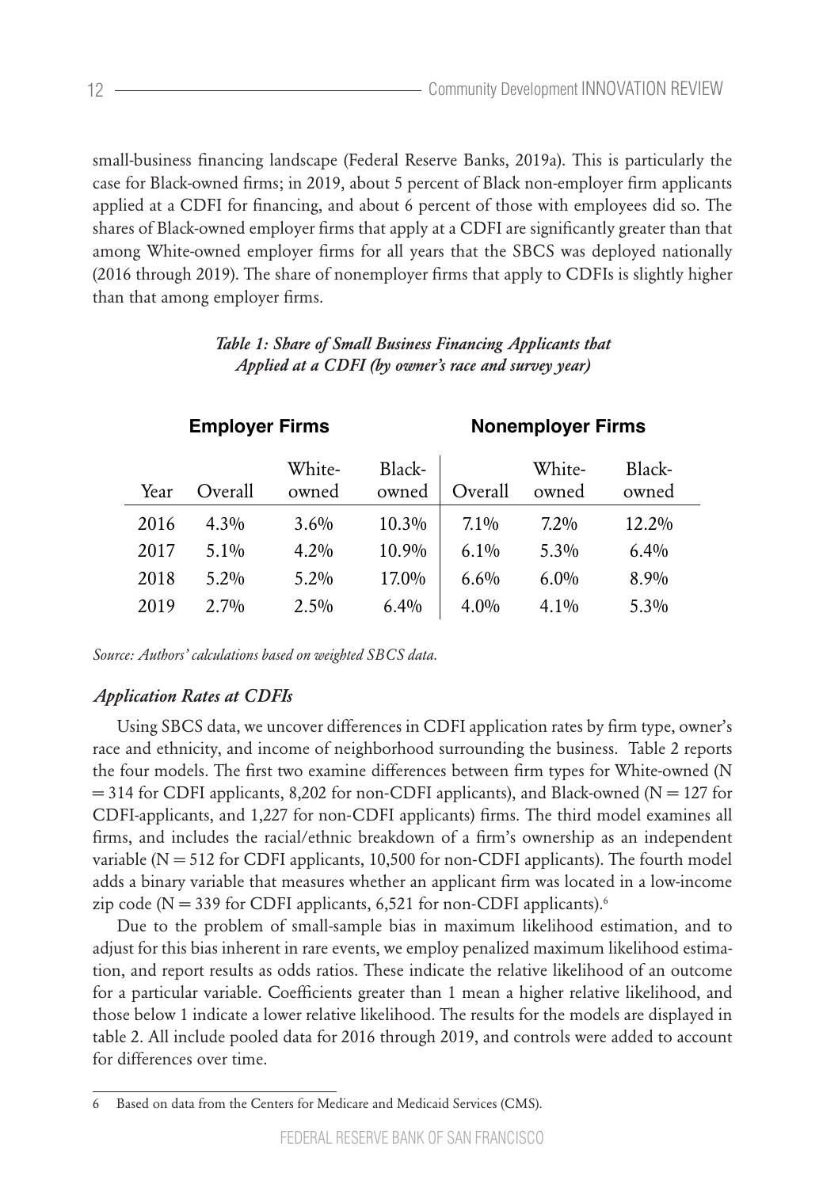small-business financing landscape (Federal Reserve Banks, 2019a). This is particularly the case for Black-owned firms; in 2019, about 5 percent of Black non-employer firm applicants applied at a CDFI for financing, and about 6 percent of those with employees did so. The shares of Black-owned employer firms that apply at a CDFI are significantly greater than that among White-owned employer firms for all years that the SBCS was deployed nationally (2016 through 2019). The share of nonemployer firms that apply to CDFIs is slightly higher than that among employer firms.

*Table 1: Share of Small Business Financing Applicants that Applied at a CDFI (by owner's race and survey year)*

| | Employer Firms | | | Nonemployer Firms | | |
|---|---|---|---|---|---|---|
| Year | Overall | White-owned | Black-owned | Overall | White-owned | Black-owned |
| 2016 | 4.3% | 3.6% | 10.3% | 7.1% | 7.2% | 12.2% |
| 2017 | 5.1% | 4.2% | 10.9% | 6.1% | 5.3% | 6.4% |
| 2018 | 5.2% | 5.2% | 17.0% | 6.6% | 6.0% | 8.9% |
| 2019 | 2.7% | 2.5% | 6.4% | 4.0% | 4.1% | 5.3% |

*Source: Authors' calculations based on weighted SBCS data.*

### *Application Rates at CDFIs*

Using SBCS data, we uncover differences in CDFI application rates by firm type, owner's race and ethnicity, and income of neighborhood surrounding the business. Table 2 reports the four models. The first two examine differences between firm types for White-owned (N = 314 for CDFI applicants, 8,202 for non-CDFI applicants), and Black-owned (N = 127 for CDFI-applicants, and 1,227 for non-CDFI applicants) firms. The third model examines all firms, and includes the racial/ethnic breakdown of a firm's ownership as an independent variable (N = 512 for CDFI applicants, 10,500 for non-CDFI applicants). The fourth model adds a binary variable that measures whether an applicant firm was located in a low-income zip code (N = 339 for CDFI applicants, 6,521 for non-CDFI applicants).[6]

Due to the problem of small-sample bias in maximum likelihood estimation, and to adjust for this bias inherent in rare events, we employ penalized maximum likelihood estimation, and report results as odds ratios. These indicate the relative likelihood of an outcome for a particular variable. Coefficients greater than 1 mean a higher relative likelihood, and those below 1 indicate a lower relative likelihood. The results for the models are displayed in table 2. All include pooled data for 2016 through 2019, and controls were added to account for differences over time.

6 Based on data from the Centers for Medicare and Medicaid Services (CMS).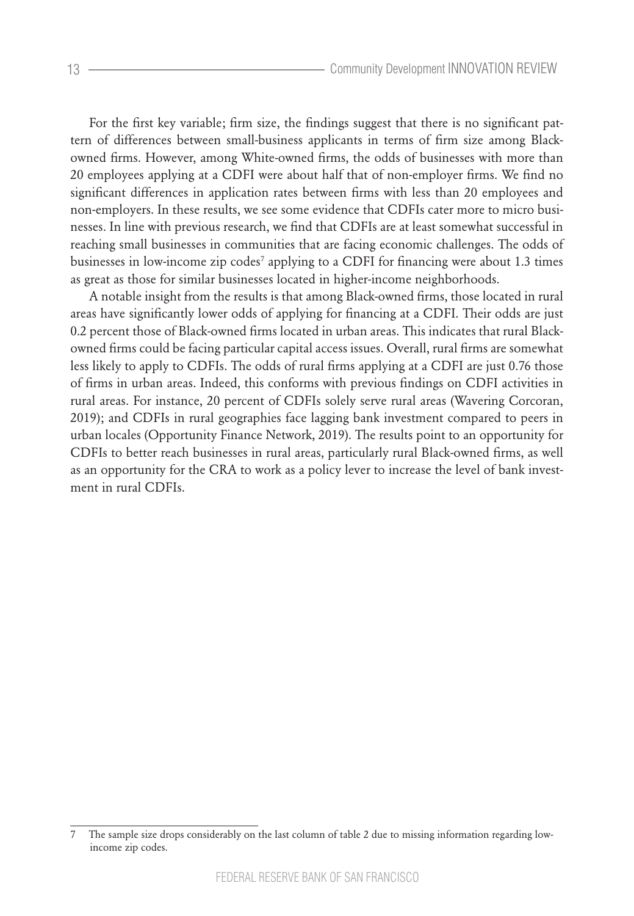For the first key variable; firm size, the findings suggest that there is no significant pattern of differences between small-business applicants in terms of firm size among Black-owned firms. However, among White-owned firms, the odds of businesses with more than 20 employees applying at a CDFI were about half that of non-employer firms. We find no significant differences in application rates between firms with less than 20 employees and non-employers. In these results, we see some evidence that CDFIs cater more to micro businesses. In line with previous research, we find that CDFIs are at least somewhat successful in reaching small businesses in communities that are facing economic challenges. The odds of businesses in low-income zip codes[7] applying to a CDFI for financing were about 1.3 times as great as those for similar businesses located in higher-income neighborhoods.

A notable insight from the results is that among Black-owned firms, those located in rural areas have significantly lower odds of applying for financing at a CDFI. Their odds are just 0.2 percent those of Black-owned firms located in urban areas. This indicates that rural Black-owned firms could be facing particular capital access issues. Overall, rural firms are somewhat less likely to apply to CDFIs. The odds of rural firms applying at a CDFI are just 0.76 those of firms in urban areas. Indeed, this conforms with previous findings on CDFI activities in rural areas. For instance, 20 percent of CDFIs solely serve rural areas (Wavering Corcoran, 2019); and CDFIs in rural geographies face lagging bank investment compared to peers in urban locales (Opportunity Finance Network, 2019). The results point to an opportunity for CDFIs to better reach businesses in rural areas, particularly rural Black-owned firms, as well as an opportunity for the CRA to work as a policy lever to increase the level of bank investment in rural CDFIs.

---

7 The sample size drops considerably on the last column of table 2 due to missing information regarding low-income zip codes.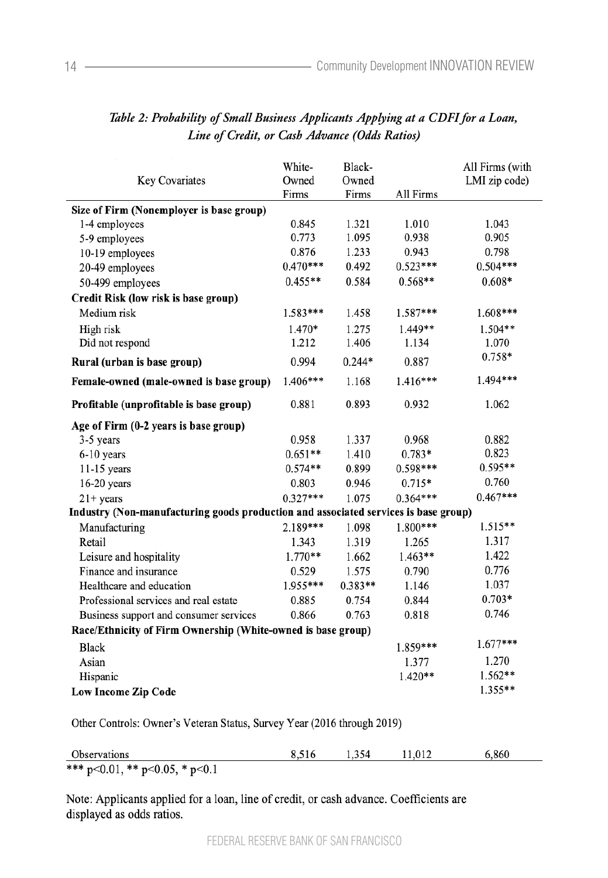*Table 2: Probability of Small Business Applicants Applying at a CDFI for a Loan, Line of Credit, or Cash Advance (Odds Ratios)*

| Key Covariates | White-Owned Firms | Black-Owned Firms | All Firms | All Firms (with LMI zip code) |
|---|---|---|---|---|
| **Size of Firm (Nonemployer is base group)** | | | | |
| 1-4 employees | 0.845 | 1.321 | 1.010 | 1.043 |
| 5-9 employees | 0.773 | 1.095 | 0.938 | 0.905 |
| 10-19 employees | 0.876 | 1.233 | 0.943 | 0.798 |
| 20-49 employees | 0.470*** | 0.492 | 0.523*** | 0.504*** |
| 50-499 employees | 0.455** | 0.584 | 0.568** | 0.608* |
| **Credit Risk (low risk is base group)** | | | | |
| Medium risk | 1.583*** | 1.458 | 1.587*** | 1.608*** |
| High risk | 1.470* | 1.275 | 1.449** | 1.504** |
| Did not respond | 1.212 | 1.406 | 1.134 | 1.070 |
| **Rural (urban is base group)** | 0.994 | 0.244* | 0.887 | 0.758* |
| **Female-owned (male-owned is base group)** | 1.406*** | 1.168 | 1.416*** | 1.494*** |
| **Profitable (unprofitable is base group)** | 0.881 | 0.893 | 0.932 | 1.062 |
| **Age of Firm (0-2 years is base group)** | | | | |
| 3-5 years | 0.958 | 1.337 | 0.968 | 0.882 |
| 6-10 years | 0.651** | 1.410 | 0.783* | 0.823 |
| 11-15 years | 0.574** | 0.899 | 0.598*** | 0.595** |
| 16-20 years | 0.803 | 0.946 | 0.715* | 0.760 |
| 21+ years | 0.327*** | 1.075 | 0.364*** | 0.467*** |
| **Industry (Non-manufacturing goods production and associated services is base group)** | | | | |
| Manufacturing | 2.189*** | 1.098 | 1.800*** | 1.515** |
| Retail | 1.343 | 1.319 | 1.265 | 1.317 |
| Leisure and hospitality | 1.770** | 1.662 | 1.463** | 1.422 |
| Finance and insurance | 0.529 | 1.575 | 0.790 | 0.776 |
| Healthcare and education | 1.955*** | 0.383** | 1.146 | 1.037 |
| Professional services and real estate | 0.885 | 0.754 | 0.844 | 0.703* |
| Business support and consumer services | 0.866 | 0.763 | 0.818 | 0.746 |
| **Race/Ethnicity of Firm Ownership (White-owned is base group)** | | | | |
| Black | | | 1.859*** | 1.677*** |
| Asian | | | 1.377 | 1.270 |
| Hispanic | | | 1.420** | 1.562** |
| **Low Income Zip Code** | | | | 1.355** |
| Other Controls: Owner's Veteran Status, Survey Year (2016 through 2019) | | | | |
| Observations | 8,516 | 1,354 | 11,012 | 6,860 |

*** p<0.01, ** p<0.05, * p<0.1

Note: Applicants applied for a loan, line of credit, or cash advance. Coefficients are displayed as odds ratios.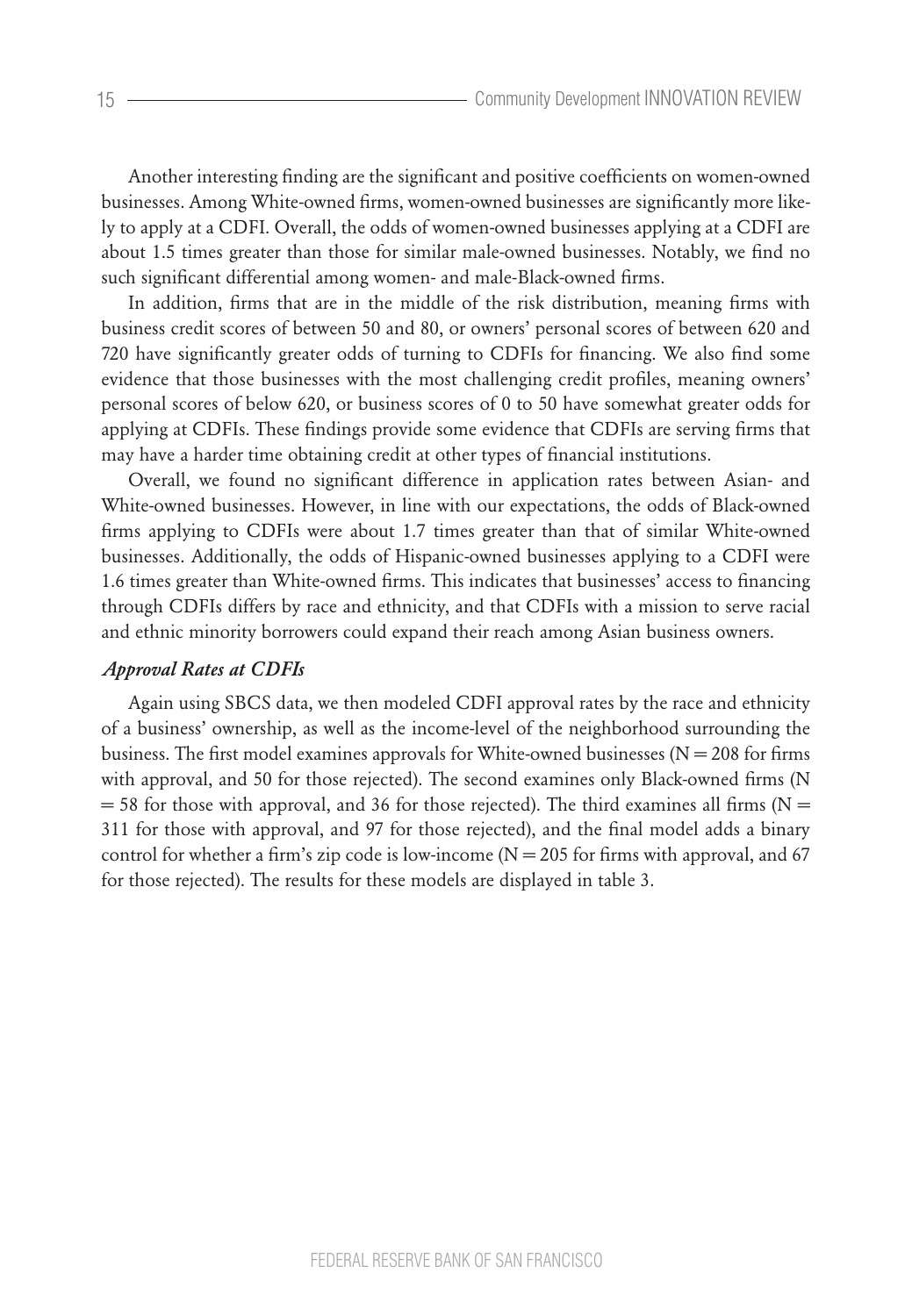Another interesting finding are the significant and positive coefficients on women-owned businesses. Among White-owned firms, women-owned businesses are significantly more likely to apply at a CDFI. Overall, the odds of women-owned businesses applying at a CDFI are about 1.5 times greater than those for similar male-owned businesses. Notably, we find no such significant differential among women- and male-Black-owned firms.

In addition, firms that are in the middle of the risk distribution, meaning firms with business credit scores of between 50 and 80, or owners' personal scores of between 620 and 720 have significantly greater odds of turning to CDFIs for financing. We also find some evidence that those businesses with the most challenging credit profiles, meaning owners' personal scores of below 620, or business scores of 0 to 50 have somewhat greater odds for applying at CDFIs. These findings provide some evidence that CDFIs are serving firms that may have a harder time obtaining credit at other types of financial institutions.

Overall, we found no significant difference in application rates between Asian- and White-owned businesses. However, in line with our expectations, the odds of Black-owned firms applying to CDFIs were about 1.7 times greater than that of similar White-owned businesses. Additionally, the odds of Hispanic-owned businesses applying to a CDFI were 1.6 times greater than White-owned firms. This indicates that businesses' access to financing through CDFIs differs by race and ethnicity, and that CDFIs with a mission to serve racial and ethnic minority borrowers could expand their reach among Asian business owners.

### *Approval Rates at CDFIs*

Again using SBCS data, we then modeled CDFI approval rates by the race and ethnicity of a business' ownership, as well as the income-level of the neighborhood surrounding the business. The first model examines approvals for White-owned businesses (N = 208 for firms with approval, and 50 for those rejected). The second examines only Black-owned firms (N = 58 for those with approval, and 36 for those rejected). The third examines all firms (N = 311 for those with approval, and 97 for those rejected), and the final model adds a binary control for whether a firm's zip code is low-income (N = 205 for firms with approval, and 67 for those rejected). The results for these models are displayed in table 3.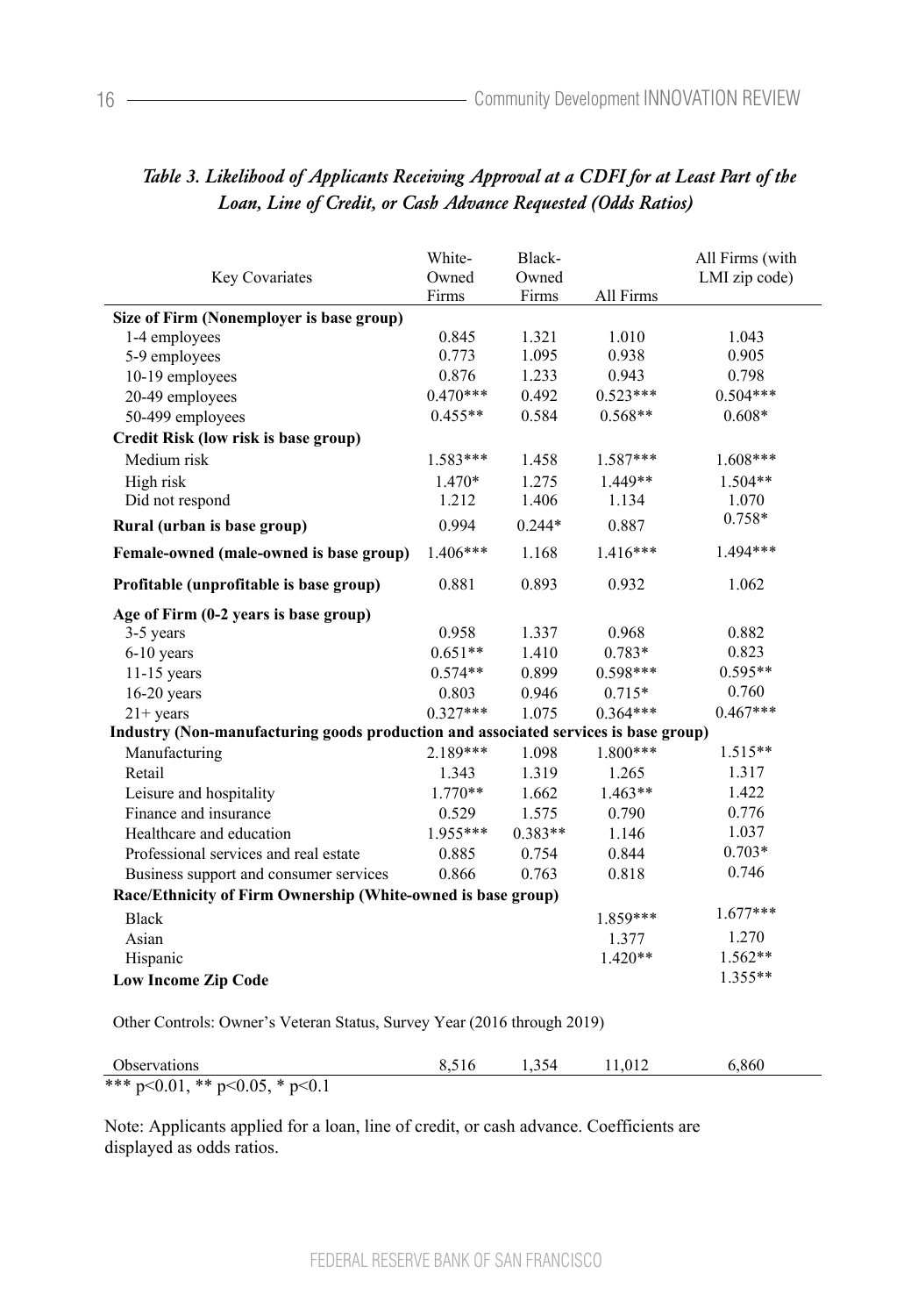*Table 3. Likelihood of Applicants Receiving Approval at a CDFI for at Least Part of the Loan, Line of Credit, or Cash Advance Requested (Odds Ratios)*

| Key Covariates | White-Owned Firms | Black-Owned Firms | All Firms | All Firms (with LMI zip code) |
|---|---|---|---|---|
| **Size of Firm (Nonemployer is base group)** | | | | |
| 1-4 employees | 0.845 | 1.321 | 1.010 | 1.043 |
| 5-9 employees | 0.773 | 1.095 | 0.938 | 0.905 |
| 10-19 employees | 0.876 | 1.233 | 0.943 | 0.798 |
| 20-49 employees | 0.470*** | 0.492 | 0.523*** | 0.504*** |
| 50-499 employees | 0.455** | 0.584 | 0.568** | 0.608* |
| **Credit Risk (low risk is base group)** | | | | |
| Medium risk | 1.583*** | 1.458 | 1.587*** | 1.608*** |
| High risk | 1.470* | 1.275 | 1.449** | 1.504** |
| Did not respond | 1.212 | 1.406 | 1.134 | 1.070 |
| **Rural (urban is base group)** | 0.994 | 0.244* | 0.887 | 0.758* |
| **Female-owned (male-owned is base group)** | 1.406*** | 1.168 | 1.416*** | 1.494*** |
| **Profitable (unprofitable is base group)** | 0.881 | 0.893 | 0.932 | 1.062 |
| **Age of Firm (0-2 years is base group)** | | | | |
| 3-5 years | 0.958 | 1.337 | 0.968 | 0.882 |
| 6-10 years | 0.651** | 1.410 | 0.783* | 0.823 |
| 11-15 years | 0.574** | 0.899 | 0.598*** | 0.595** |
| 16-20 years | 0.803 | 0.946 | 0.715* | 0.760 |
| 21+ years | 0.327*** | 1.075 | 0.364*** | 0.467*** |
| **Industry (Non-manufacturing goods production and associated services is base group)** | | | | |
| Manufacturing | 2.189*** | 1.098 | 1.800*** | 1.515** |
| Retail | 1.343 | 1.319 | 1.265 | 1.317 |
| Leisure and hospitality | 1.770** | 1.662 | 1.463** | 1.422 |
| Finance and insurance | 0.529 | 1.575 | 0.790 | 0.776 |
| Healthcare and education | 1.955*** | 0.383** | 1.146 | 1.037 |
| Professional services and real estate | 0.885 | 0.754 | 0.844 | 0.703* |
| Business support and consumer services | 0.866 | 0.763 | 0.818 | 0.746 |
| **Race/Ethnicity of Firm Ownership (White-owned is base group)** | | | | |
| Black | | | 1.859*** | 1.677*** |
| Asian | | | 1.377 | 1.270 |
| Hispanic | | | 1.420** | 1.562** |
| **Low Income Zip Code** | | | | 1.355** |
| Other Controls: Owner's Veteran Status, Survey Year (2016 through 2019) | | | | |
| Observations | 8,516 | 1,354 | 11,012 | 6,860 |

*** p<0.01, ** p<0.05, * p<0.1

Note: Applicants applied for a loan, line of credit, or cash advance. Coefficients are displayed as odds ratios.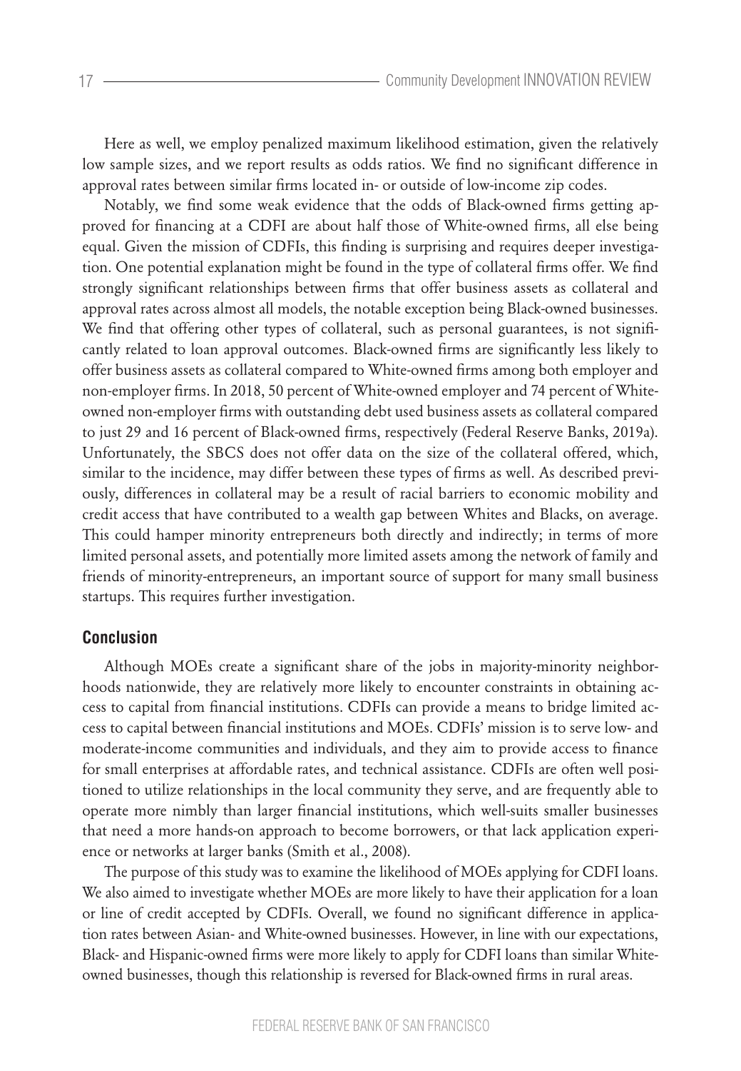Here as well, we employ penalized maximum likelihood estimation, given the relatively low sample sizes, and we report results as odds ratios. We find no significant difference in approval rates between similar firms located in- or outside of low-income zip codes.

Notably, we find some weak evidence that the odds of Black-owned firms getting approved for financing at a CDFI are about half those of White-owned firms, all else being equal. Given the mission of CDFIs, this finding is surprising and requires deeper investigation. One potential explanation might be found in the type of collateral firms offer. We find strongly significant relationships between firms that offer business assets as collateral and approval rates across almost all models, the notable exception being Black-owned businesses. We find that offering other types of collateral, such as personal guarantees, is not significantly related to loan approval outcomes. Black-owned firms are significantly less likely to offer business assets as collateral compared to White-owned firms among both employer and non-employer firms. In 2018, 50 percent of White-owned employer and 74 percent of White-owned non-employer firms with outstanding debt used business assets as collateral compared to just 29 and 16 percent of Black-owned firms, respectively (Federal Reserve Banks, 2019a). Unfortunately, the SBCS does not offer data on the size of the collateral offered, which, similar to the incidence, may differ between these types of firms as well. As described previously, differences in collateral may be a result of racial barriers to economic mobility and credit access that have contributed to a wealth gap between Whites and Blacks, on average. This could hamper minority entrepreneurs both directly and indirectly; in terms of more limited personal assets, and potentially more limited assets among the network of family and friends of minority-entrepreneurs, an important source of support for many small business startups. This requires further investigation.

## Conclusion

Although MOEs create a significant share of the jobs in majority-minority neighborhoods nationwide, they are relatively more likely to encounter constraints in obtaining access to capital from financial institutions. CDFIs can provide a means to bridge limited access to capital between financial institutions and MOEs. CDFIs' mission is to serve low- and moderate-income communities and individuals, and they aim to provide access to finance for small enterprises at affordable rates, and technical assistance. CDFIs are often well positioned to utilize relationships in the local community they serve, and are frequently able to operate more nimbly than larger financial institutions, which well-suits smaller businesses that need a more hands-on approach to become borrowers, or that lack application experience or networks at larger banks (Smith et al., 2008).

The purpose of this study was to examine the likelihood of MOEs applying for CDFI loans. We also aimed to investigate whether MOEs are more likely to have their application for a loan or line of credit accepted by CDFIs. Overall, we found no significant difference in application rates between Asian- and White-owned businesses. However, in line with our expectations, Black- and Hispanic-owned firms were more likely to apply for CDFI loans than similar White-owned businesses, though this relationship is reversed for Black-owned firms in rural areas.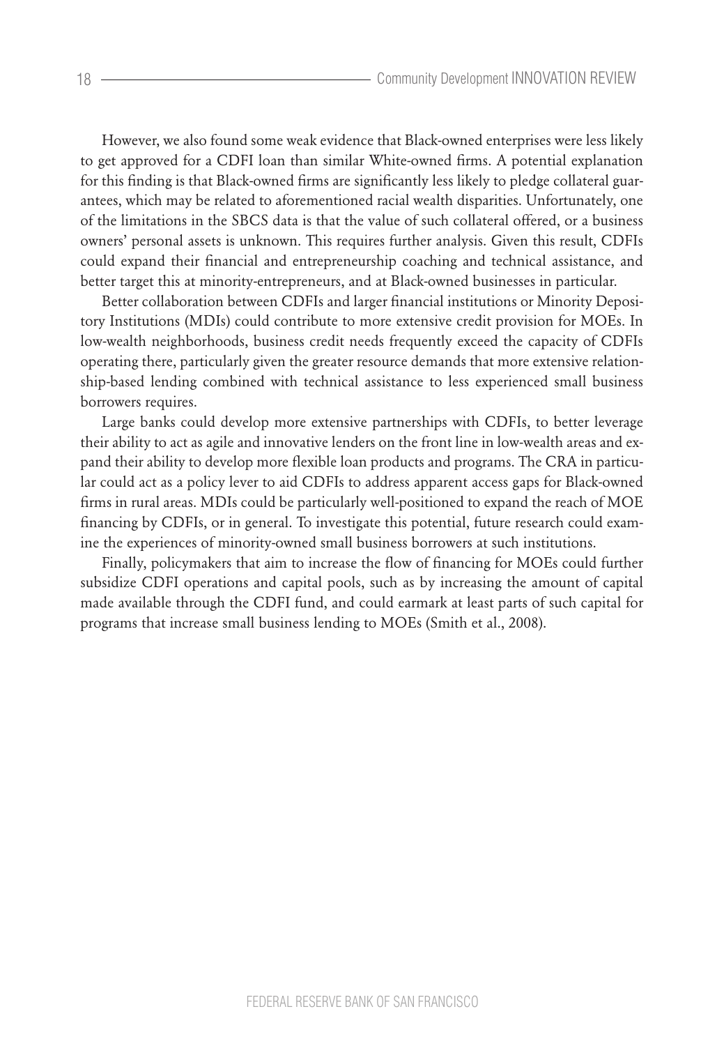However, we also found some weak evidence that Black-owned enterprises were less likely to get approved for a CDFI loan than similar White-owned firms. A potential explanation for this finding is that Black-owned firms are significantly less likely to pledge collateral guarantees, which may be related to aforementioned racial wealth disparities. Unfortunately, one of the limitations in the SBCS data is that the value of such collateral offered, or a business owners' personal assets is unknown. This requires further analysis. Given this result, CDFIs could expand their financial and entrepreneurship coaching and technical assistance, and better target this at minority-entrepreneurs, and at Black-owned businesses in particular.

Better collaboration between CDFIs and larger financial institutions or Minority Depository Institutions (MDIs) could contribute to more extensive credit provision for MOEs. In low-wealth neighborhoods, business credit needs frequently exceed the capacity of CDFIs operating there, particularly given the greater resource demands that more extensive relationship-based lending combined with technical assistance to less experienced small business borrowers requires.

Large banks could develop more extensive partnerships with CDFIs, to better leverage their ability to act as agile and innovative lenders on the front line in low-wealth areas and expand their ability to develop more flexible loan products and programs. The CRA in particular could act as a policy lever to aid CDFIs to address apparent access gaps for Black-owned firms in rural areas. MDIs could be particularly well-positioned to expand the reach of MOE financing by CDFIs, or in general. To investigate this potential, future research could examine the experiences of minority-owned small business borrowers at such institutions.

Finally, policymakers that aim to increase the flow of financing for MOEs could further subsidize CDFI operations and capital pools, such as by increasing the amount of capital made available through the CDFI fund, and could earmark at least parts of such capital for programs that increase small business lending to MOEs (Smith et al., 2008).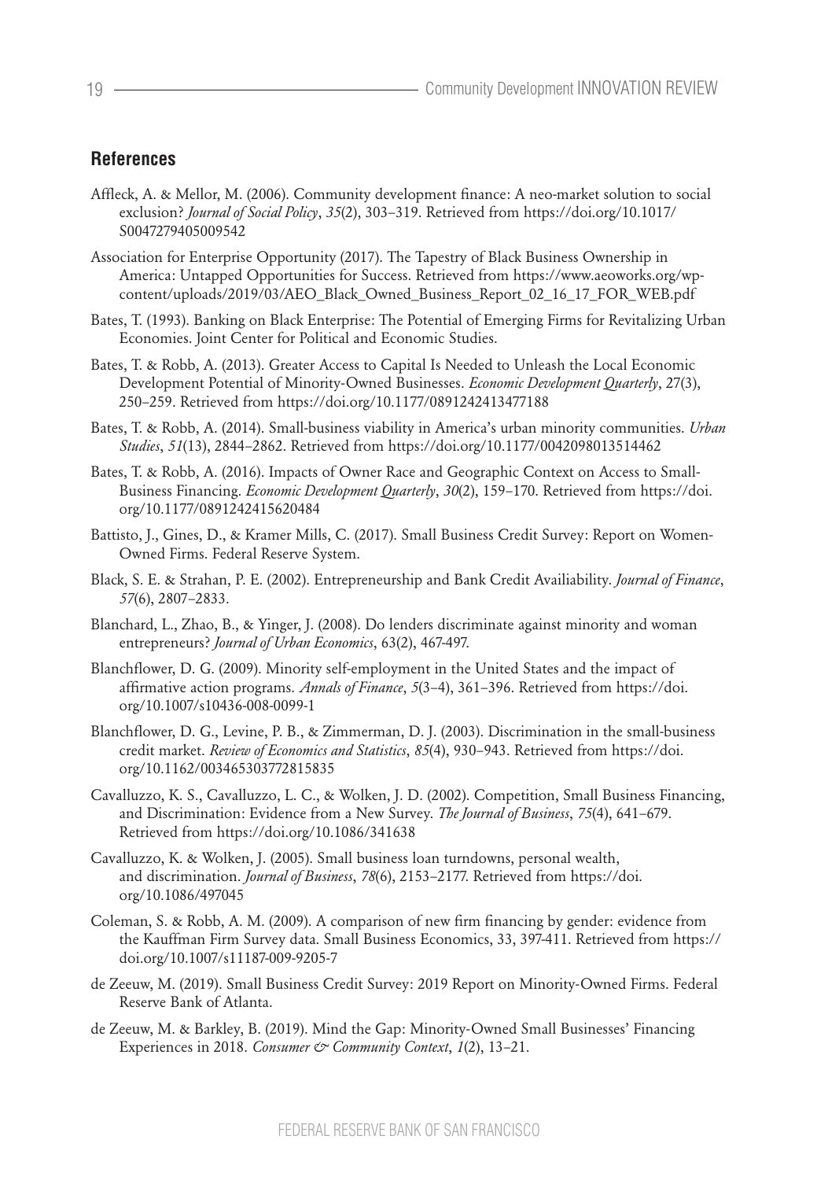## References

Affleck, A. & Mellor, M. (2006). Community development finance: A neo-market solution to social exclusion? *Journal of Social Policy*, *35*(2), 303–319. Retrieved from https://doi.org/10.1017/S0047279405009542

Association for Enterprise Opportunity (2017). The Tapestry of Black Business Ownership in America: Untapped Opportunities for Success. Retrieved from https://www.aeoworks.org/wp-content/uploads/2019/03/AEO_Black_Owned_Business_Report_02_16_17_FOR_WEB.pdf

Bates, T. (1993). Banking on Black Enterprise: The Potential of Emerging Firms for Revitalizing Urban Economies. Joint Center for Political and Economic Studies.

Bates, T. & Robb, A. (2013). Greater Access to Capital Is Needed to Unleash the Local Economic Development Potential of Minority-Owned Businesses. *Economic Development Quarterly*, 27(3), 250–259. Retrieved from https://doi.org/10.1177/0891242413477188

Bates, T. & Robb, A. (2014). Small-business viability in America's urban minority communities. *Urban Studies*, *51*(13), 2844–2862. Retrieved from https://doi.org/10.1177/0042098013514462

Bates, T. & Robb, A. (2016). Impacts of Owner Race and Geographic Context on Access to Small-Business Financing. *Economic Development Quarterly*, *30*(2), 159–170. Retrieved from https://doi.org/10.1177/0891242415620484

Battisto, J., Gines, D., & Kramer Mills, C. (2017). Small Business Credit Survey: Report on Women-Owned Firms. Federal Reserve System.

Black, S. E. & Strahan, P. E. (2002). Entrepreneurship and Bank Credit Availiability. *Journal of Finance*, *57*(6), 2807–2833.

Blanchard, L., Zhao, B., & Yinger, J. (2008). Do lenders discriminate against minority and woman entrepreneurs? *Journal of Urban Economics*, 63(2), 467-497.

Blanchflower, D. G. (2009). Minority self-employment in the United States and the impact of affirmative action programs. *Annals of Finance*, *5*(3–4), 361–396. Retrieved from https://doi.org/10.1007/s10436-008-0099-1

Blanchflower, D. G., Levine, P. B., & Zimmerman, D. J. (2003). Discrimination in the small-business credit market. *Review of Economics and Statistics*, *85*(4), 930–943. Retrieved from https://doi.org/10.1162/003465303772815835

Cavalluzzo, K. S., Cavalluzzo, L. C., & Wolken, J. D. (2002). Competition, Small Business Financing, and Discrimination: Evidence from a New Survey. *The Journal of Business*, *75*(4), 641–679. Retrieved from https://doi.org/10.1086/341638

Cavalluzzo, K. & Wolken, J. (2005). Small business loan turndowns, personal wealth, and discrimination. *Journal of Business*, *78*(6), 2153–2177. Retrieved from https://doi.org/10.1086/497045

Coleman, S. & Robb, A. M. (2009). A comparison of new firm financing by gender: evidence from the Kauffman Firm Survey data. Small Business Economics, 33, 397-411. Retrieved from https://doi.org/10.1007/s11187-009-9205-7

de Zeeuw, M. (2019). Small Business Credit Survey: 2019 Report on Minority-Owned Firms. Federal Reserve Bank of Atlanta.

de Zeeuw, M. & Barkley, B. (2019). Mind the Gap: Minority-Owned Small Businesses' Financing Experiences in 2018. *Consumer & Community Context*, *1*(2), 13–21.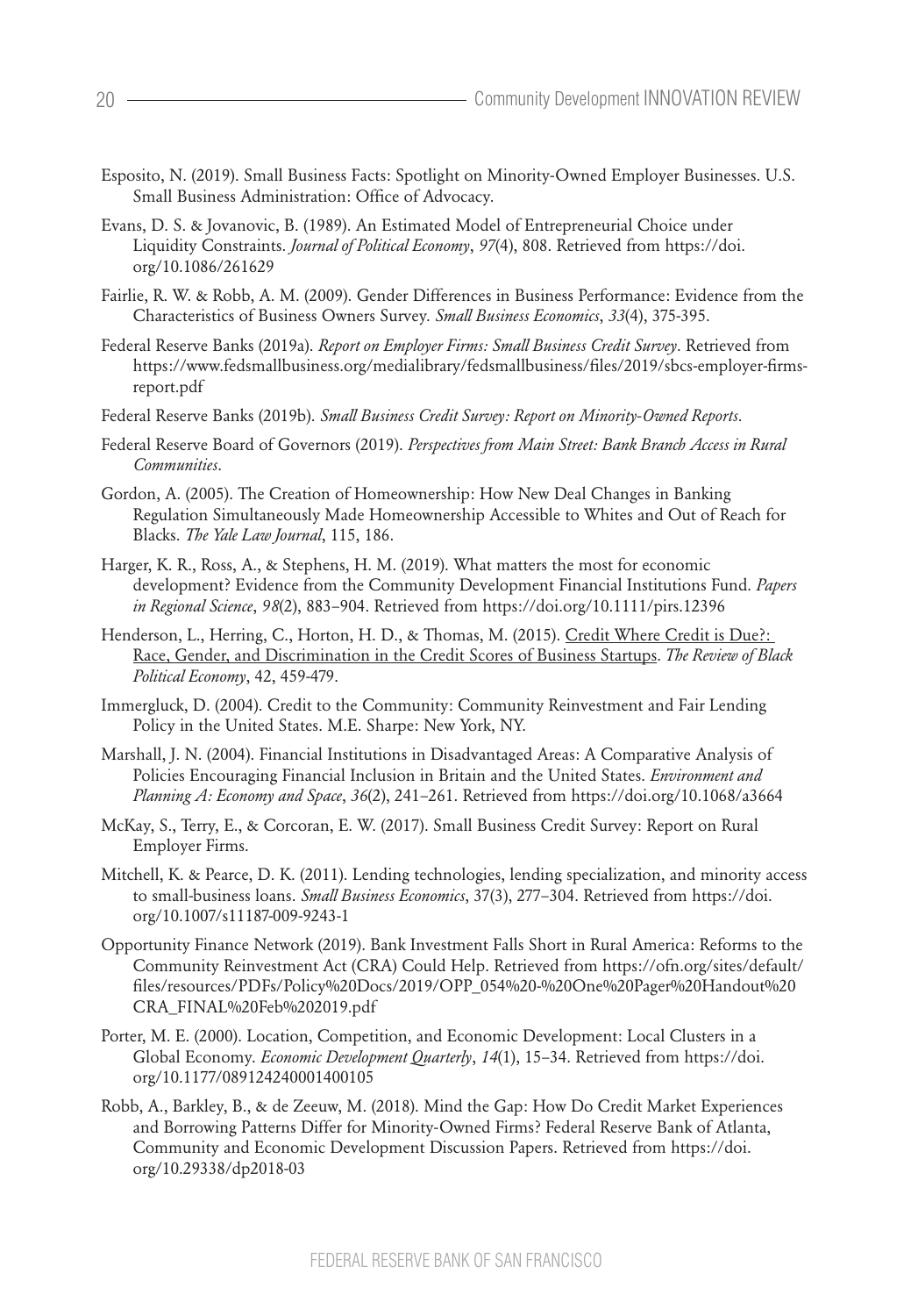Esposito, N. (2019). Small Business Facts: Spotlight on Minority-Owned Employer Businesses. U.S. Small Business Administration: Office of Advocacy.

Evans, D. S. & Jovanovic, B. (1989). An Estimated Model of Entrepreneurial Choice under Liquidity Constraints. *Journal of Political Economy*, *97*(4), 808. Retrieved from https://doi.org/10.1086/261629

Fairlie, R. W. & Robb, A. M. (2009). Gender Differences in Business Performance: Evidence from the Characteristics of Business Owners Survey. *Small Business Economics*, *33*(4), 375-395.

Federal Reserve Banks (2019a). *Report on Employer Firms: Small Business Credit Survey*. Retrieved from https://www.fedsmallbusiness.org/medialibrary/fedsmallbusiness/files/2019/sbcs-employer-firms-report.pdf

Federal Reserve Banks (2019b). *Small Business Credit Survey: Report on Minority-Owned Reports*.

Federal Reserve Board of Governors (2019). *Perspectives from Main Street: Bank Branch Access in Rural Communities*.

Gordon, A. (2005). The Creation of Homeownership: How New Deal Changes in Banking Regulation Simultaneously Made Homeownership Accessible to Whites and Out of Reach for Blacks. *The Yale Law Journal*, 115, 186.

Harger, K. R., Ross, A., & Stephens, H. M. (2019). What matters the most for economic development? Evidence from the Community Development Financial Institutions Fund. *Papers in Regional Science*, *98*(2), 883–904. Retrieved from https://doi.org/10.1111/pirs.12396

Henderson, L., Herring, C., Horton, H. D., & Thomas, M. (2015). Credit Where Credit is Due?: Race, Gender, and Discrimination in the Credit Scores of Business Startups. *The Review of Black Political Economy*, 42, 459-479.

Immergluck, D. (2004). Credit to the Community: Community Reinvestment and Fair Lending Policy in the United States. M.E. Sharpe: New York, NY.

Marshall, J. N. (2004). Financial Institutions in Disadvantaged Areas: A Comparative Analysis of Policies Encouraging Financial Inclusion in Britain and the United States. *Environment and Planning A: Economy and Space*, *36*(2), 241–261. Retrieved from https://doi.org/10.1068/a3664

McKay, S., Terry, E., & Corcoran, E. W. (2017). Small Business Credit Survey: Report on Rural Employer Firms.

Mitchell, K. & Pearce, D. K. (2011). Lending technologies, lending specialization, and minority access to small-business loans. *Small Business Economics*, 37(3), 277–304. Retrieved from https://doi.org/10.1007/s11187-009-9243-1

Opportunity Finance Network (2019). Bank Investment Falls Short in Rural America: Reforms to the Community Reinvestment Act (CRA) Could Help. Retrieved from https://ofn.org/sites/default/files/resources/PDFs/Policy%20Docs/2019/OPP_054%20-%20One%20Pager%20Handout%20CRA_FINAL%20Feb%202019.pdf

Porter, M. E. (2000). Location, Competition, and Economic Development: Local Clusters in a Global Economy. *Economic Development Quarterly*, *14*(1), 15–34. Retrieved from https://doi.org/10.1177/089124240001400105

Robb, A., Barkley, B., & de Zeeuw, M. (2018). Mind the Gap: How Do Credit Market Experiences and Borrowing Patterns Differ for Minority-Owned Firms? Federal Reserve Bank of Atlanta, Community and Economic Development Discussion Papers. Retrieved from https://doi.org/10.29338/dp2018-03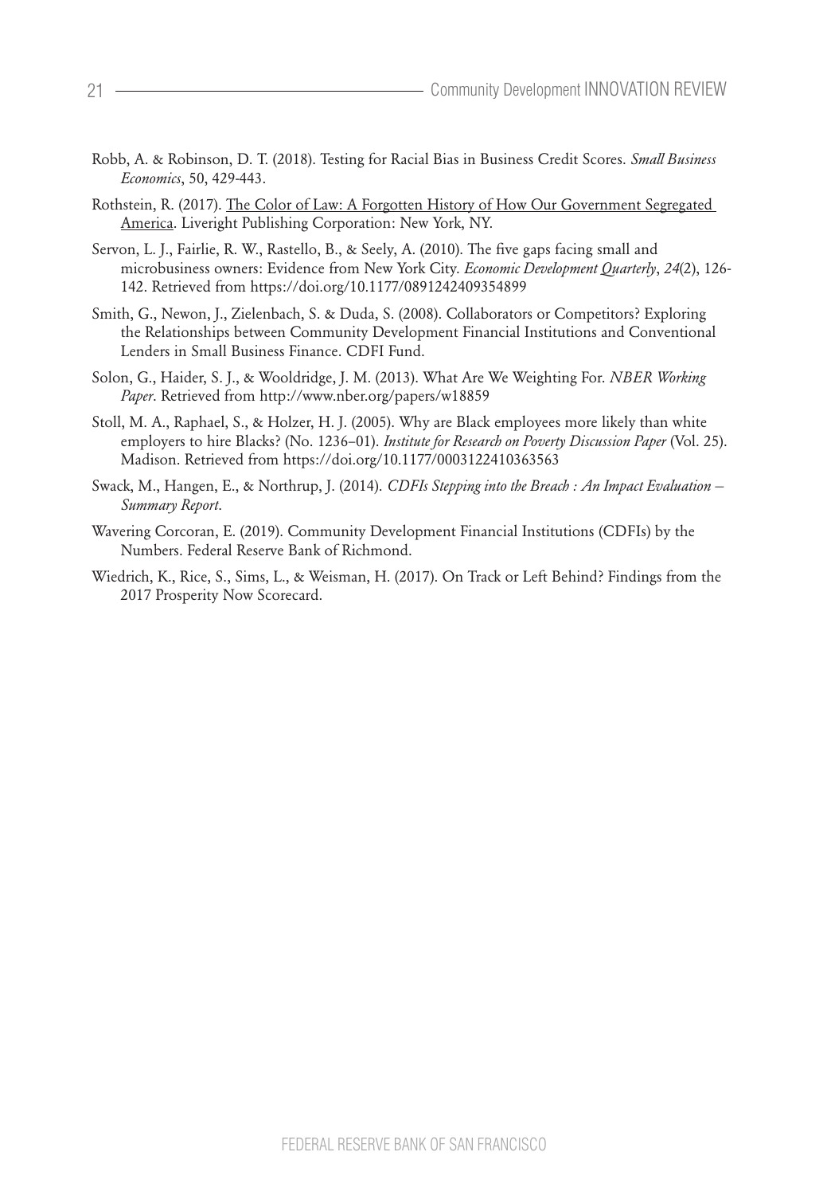Robb, A. & Robinson, D. T. (2018). Testing for Racial Bias in Business Credit Scores. *Small Business Economics*, 50, 429-443.

Rothstein, R. (2017). <u>The Color of Law: A Forgotten History of How Our Government Segregated America</u>. Liveright Publishing Corporation: New York, NY.

Servon, L. J., Fairlie, R. W., Rastello, B., & Seely, A. (2010). The five gaps facing small and microbusiness owners: Evidence from New York City. *Economic Development Quarterly*, *24*(2), 126-142. Retrieved from https://doi.org/10.1177/0891242409354899

Smith, G., Newon, J., Zielenbach, S. & Duda, S. (2008). Collaborators or Competitors? Exploring the Relationships between Community Development Financial Institutions and Conventional Lenders in Small Business Finance. CDFI Fund.

Solon, G., Haider, S. J., & Wooldridge, J. M. (2013). What Are We Weighting For. *NBER Working Paper*. Retrieved from http://www.nber.org/papers/w18859

Stoll, M. A., Raphael, S., & Holzer, H. J. (2005). Why are Black employees more likely than white employers to hire Blacks? (No. 1236–01). *Institute for Research on Poverty Discussion Paper* (Vol. 25). Madison. Retrieved from https://doi.org/10.1177/0003122410363563

Swack, M., Hangen, E., & Northrup, J. (2014). *CDFIs Stepping into the Breach : An Impact Evaluation – Summary Report*.

Wavering Corcoran, E. (2019). Community Development Financial Institutions (CDFIs) by the Numbers. Federal Reserve Bank of Richmond.

Wiedrich, K., Rice, S., Sims, L., & Weisman, H. (2017). On Track or Left Behind? Findings from the 2017 Prosperity Now Scorecard.